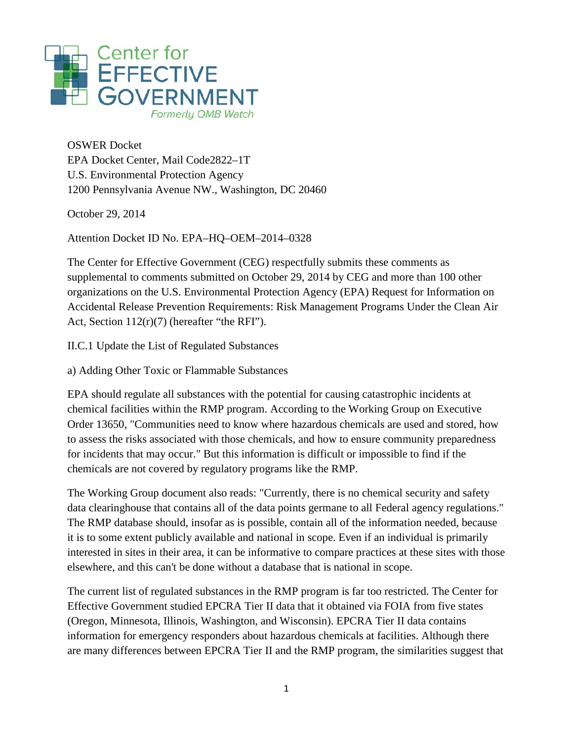Center for EFFECTIVE GOVERNMENT

*Formerly OMB Watch*

OSWER Docket
EPA Docket Center, Mail Code2822–1T
U.S. Environmental Protection Agency
1200 Pennsylvania Avenue NW., Washington, DC 20460

October 29, 2014

Attention Docket ID No. EPA–HQ–OEM–2014–0328

The Center for Effective Government (CEG) respectfully submits these comments as supplemental to comments submitted on October 29, 2014 by CEG and more than 100 other organizations on the U.S. Environmental Protection Agency (EPA) Request for Information on Accidental Release Prevention Requirements: Risk Management Programs Under the Clean Air Act, Section 112(r)(7) (hereafter "the RFI").

II.C.1 Update the List of Regulated Substances

a) Adding Other Toxic or Flammable Substances

EPA should regulate all substances with the potential for causing catastrophic incidents at chemical facilities within the RMP program. According to the Working Group on Executive Order 13650, "Communities need to know where hazardous chemicals are used and stored, how to assess the risks associated with those chemicals, and how to ensure community preparedness for incidents that may occur." But this information is difficult or impossible to find if the chemicals are not covered by regulatory programs like the RMP.

The Working Group document also reads: "Currently, there is no chemical security and safety data clearinghouse that contains all of the data points germane to all Federal agency regulations." The RMP database should, insofar as is possible, contain all of the information needed, because it is to some extent publicly available and national in scope. Even if an individual is primarily interested in sites in their area, it can be informative to compare practices at these sites with those elsewhere, and this can't be done without a database that is national in scope.

The current list of regulated substances in the RMP program is far too restricted. The Center for Effective Government studied EPCRA Tier II data that it obtained via FOIA from five states (Oregon, Minnesota, Illinois, Washington, and Wisconsin). EPCRA Tier II data contains information for emergency responders about hazardous chemicals at facilities. Although there are many differences between EPCRA Tier II and the RMP program, the similarities suggest that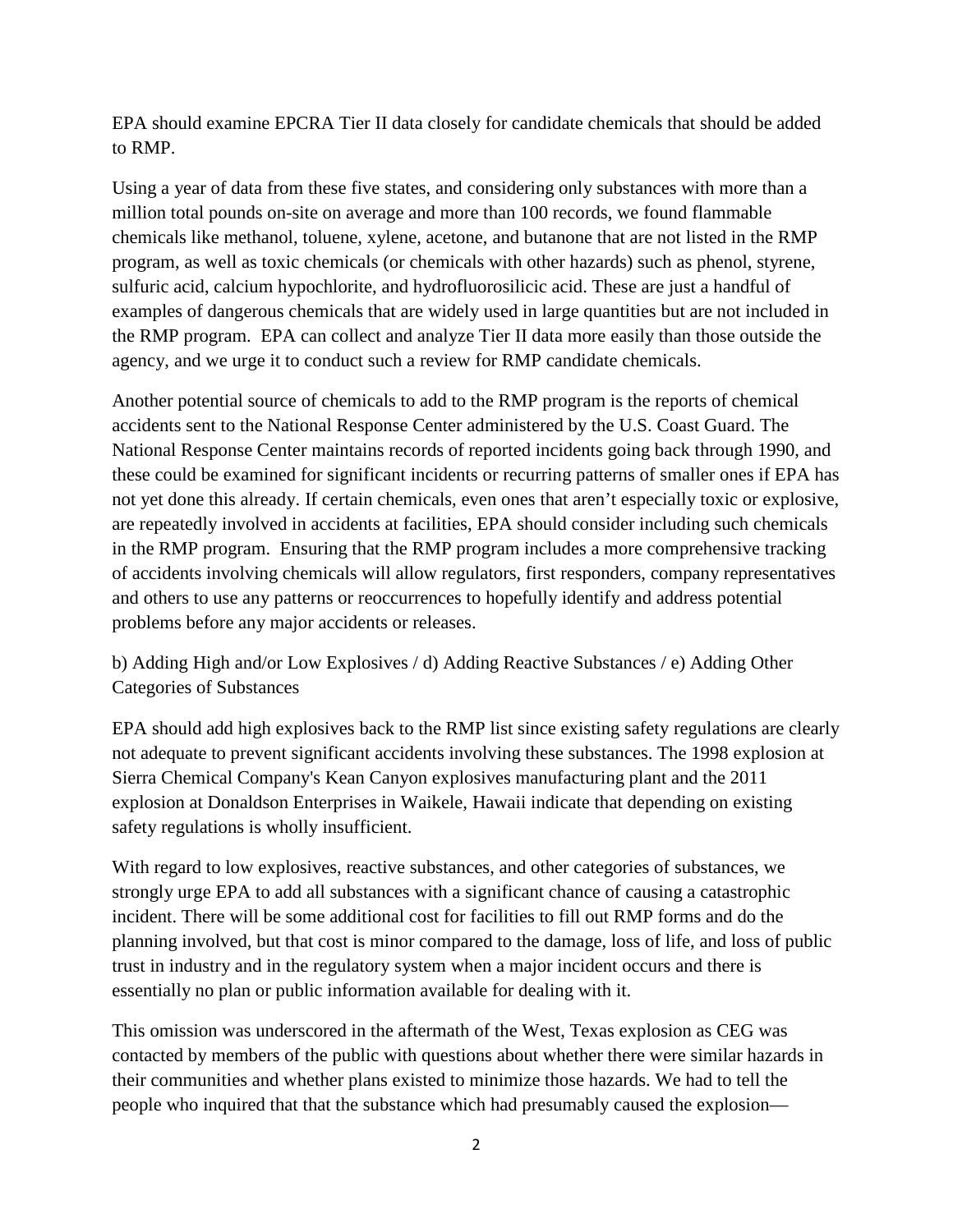EPA should examine EPCRA Tier II data closely for candidate chemicals that should be added to RMP.

Using a year of data from these five states, and considering only substances with more than a million total pounds on-site on average and more than 100 records, we found flammable chemicals like methanol, toluene, xylene, acetone, and butanone that are not listed in the RMP program, as well as toxic chemicals (or chemicals with other hazards) such as phenol, styrene, sulfuric acid, calcium hypochlorite, and hydrofluorosilicic acid. These are just a handful of examples of dangerous chemicals that are widely used in large quantities but are not included in the RMP program. EPA can collect and analyze Tier II data more easily than those outside the agency, and we urge it to conduct such a review for RMP candidate chemicals.

Another potential source of chemicals to add to the RMP program is the reports of chemical accidents sent to the National Response Center administered by the U.S. Coast Guard. The National Response Center maintains records of reported incidents going back through 1990, and these could be examined for significant incidents or recurring patterns of smaller ones if EPA has not yet done this already. If certain chemicals, even ones that aren't especially toxic or explosive, are repeatedly involved in accidents at facilities, EPA should consider including such chemicals in the RMP program. Ensuring that the RMP program includes a more comprehensive tracking of accidents involving chemicals will allow regulators, first responders, company representatives and others to use any patterns or reoccurrences to hopefully identify and address potential problems before any major accidents or releases.

b) Adding High and/or Low Explosives / d) Adding Reactive Substances / e) Adding Other Categories of Substances

EPA should add high explosives back to the RMP list since existing safety regulations are clearly not adequate to prevent significant accidents involving these substances. The 1998 explosion at Sierra Chemical Company's Kean Canyon explosives manufacturing plant and the 2011 explosion at Donaldson Enterprises in Waikele, Hawaii indicate that depending on existing safety regulations is wholly insufficient.

With regard to low explosives, reactive substances, and other categories of substances, we strongly urge EPA to add all substances with a significant chance of causing a catastrophic incident. There will be some additional cost for facilities to fill out RMP forms and do the planning involved, but that cost is minor compared to the damage, loss of life, and loss of public trust in industry and in the regulatory system when a major incident occurs and there is essentially no plan or public information available for dealing with it.

This omission was underscored in the aftermath of the West, Texas explosion as CEG was contacted by members of the public with questions about whether there were similar hazards in their communities and whether plans existed to minimize those hazards. We had to tell the people who inquired that that the substance which had presumably caused the explosion—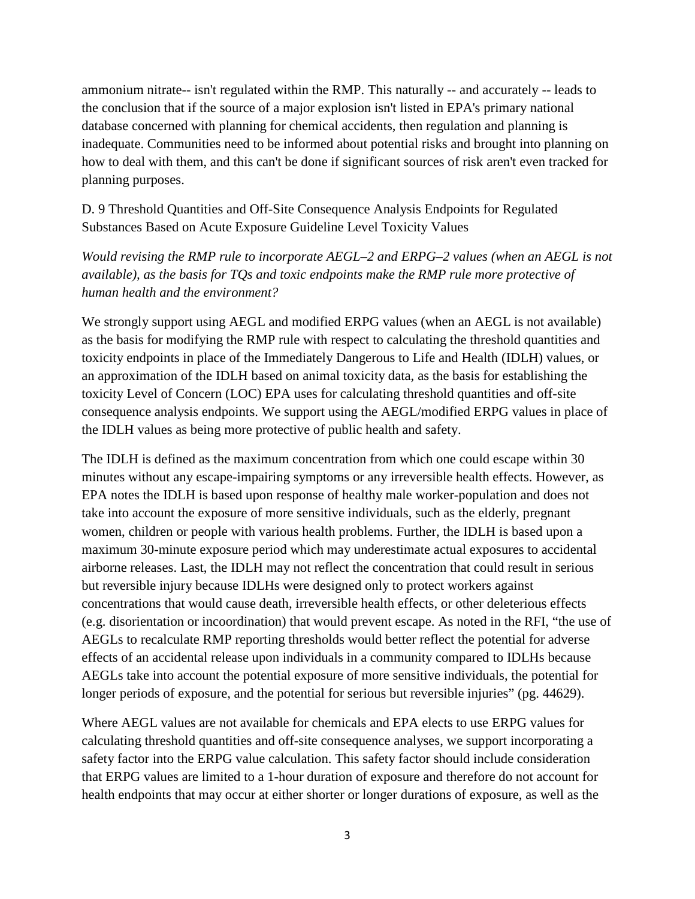ammonium nitrate-- isn't regulated within the RMP. This naturally -- and accurately -- leads to the conclusion that if the source of a major explosion isn't listed in EPA's primary national database concerned with planning for chemical accidents, then regulation and planning is inadequate. Communities need to be informed about potential risks and brought into planning on how to deal with them, and this can't be done if significant sources of risk aren't even tracked for planning purposes.

D. 9 Threshold Quantities and Off-Site Consequence Analysis Endpoints for Regulated Substances Based on Acute Exposure Guideline Level Toxicity Values

*Would revising the RMP rule to incorporate AEGL–2 and ERPG–2 values (when an AEGL is not available), as the basis for TQs and toxic endpoints make the RMP rule more protective of human health and the environment?*

We strongly support using AEGL and modified ERPG values (when an AEGL is not available) as the basis for modifying the RMP rule with respect to calculating the threshold quantities and toxicity endpoints in place of the Immediately Dangerous to Life and Health (IDLH) values, or an approximation of the IDLH based on animal toxicity data, as the basis for establishing the toxicity Level of Concern (LOC) EPA uses for calculating threshold quantities and off-site consequence analysis endpoints. We support using the AEGL/modified ERPG values in place of the IDLH values as being more protective of public health and safety.

The IDLH is defined as the maximum concentration from which one could escape within 30 minutes without any escape-impairing symptoms or any irreversible health effects. However, as EPA notes the IDLH is based upon response of healthy male worker-population and does not take into account the exposure of more sensitive individuals, such as the elderly, pregnant women, children or people with various health problems. Further, the IDLH is based upon a maximum 30-minute exposure period which may underestimate actual exposures to accidental airborne releases. Last, the IDLH may not reflect the concentration that could result in serious but reversible injury because IDLHs were designed only to protect workers against concentrations that would cause death, irreversible health effects, or other deleterious effects (e.g. disorientation or incoordination) that would prevent escape. As noted in the RFI, "the use of AEGLs to recalculate RMP reporting thresholds would better reflect the potential for adverse effects of an accidental release upon individuals in a community compared to IDLHs because AEGLs take into account the potential exposure of more sensitive individuals, the potential for longer periods of exposure, and the potential for serious but reversible injuries" (pg. 44629).

Where AEGL values are not available for chemicals and EPA elects to use ERPG values for calculating threshold quantities and off-site consequence analyses, we support incorporating a safety factor into the ERPG value calculation. This safety factor should include consideration that ERPG values are limited to a 1-hour duration of exposure and therefore do not account for health endpoints that may occur at either shorter or longer durations of exposure, as well as the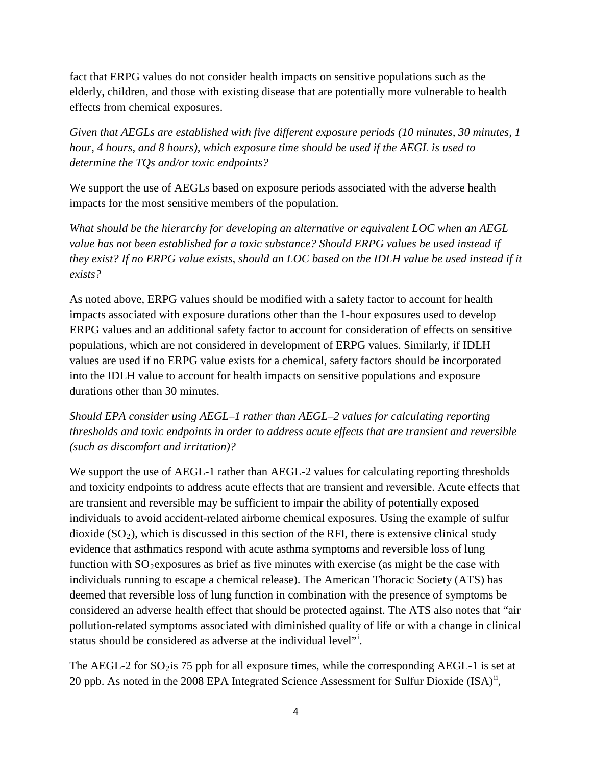fact that ERPG values do not consider health impacts on sensitive populations such as the elderly, children, and those with existing disease that are potentially more vulnerable to health effects from chemical exposures.

*Given that AEGLs are established with five different exposure periods (10 minutes, 30 minutes, 1 hour, 4 hours, and 8 hours), which exposure time should be used if the AEGL is used to determine the TQs and/or toxic endpoints?*

We support the use of AEGLs based on exposure periods associated with the adverse health impacts for the most sensitive members of the population.

*What should be the hierarchy for developing an alternative or equivalent LOC when an AEGL value has not been established for a toxic substance? Should ERPG values be used instead if they exist? If no ERPG value exists, should an LOC based on the IDLH value be used instead if it exists?*

As noted above, ERPG values should be modified with a safety factor to account for health impacts associated with exposure durations other than the 1-hour exposures used to develop ERPG values and an additional safety factor to account for consideration of effects on sensitive populations, which are not considered in development of ERPG values. Similarly, if IDLH values are used if no ERPG value exists for a chemical, safety factors should be incorporated into the IDLH value to account for health impacts on sensitive populations and exposure durations other than 30 minutes.

*Should EPA consider using AEGL–1 rather than AEGL–2 values for calculating reporting thresholds and toxic endpoints in order to address acute effects that are transient and reversible (such as discomfort and irritation)?*

We support the use of AEGL-1 rather than AEGL-2 values for calculating reporting thresholds and toxicity endpoints to address acute effects that are transient and reversible. Acute effects that are transient and reversible may be sufficient to impair the ability of potentially exposed individuals to avoid accident-related airborne chemical exposures. Using the example of sulfur dioxide ($SO_2$), which is discussed in this section of the RFI, there is extensive clinical study evidence that asthmatics respond with acute asthma symptoms and reversible loss of lung function with $SO_2$exposures as brief as five minutes with exercise (as might be the case with individuals running to escape a chemical release). The American Thoracic Society (ATS) has deemed that reversible loss of lung function in combination with the presence of symptoms be considered an adverse health effect that should be protected against. The ATS also notes that "air pollution-related symptoms associated with diminished quality of life or with a change in clinical status should be considered as adverse at the individual level"[i].

The AEGL-2 for $SO_2$is 75 ppb for all exposure times, while the corresponding AEGL-1 is set at 20 ppb. As noted in the 2008 EPA Integrated Science Assessment for Sulfur Dioxide (ISA)[ii],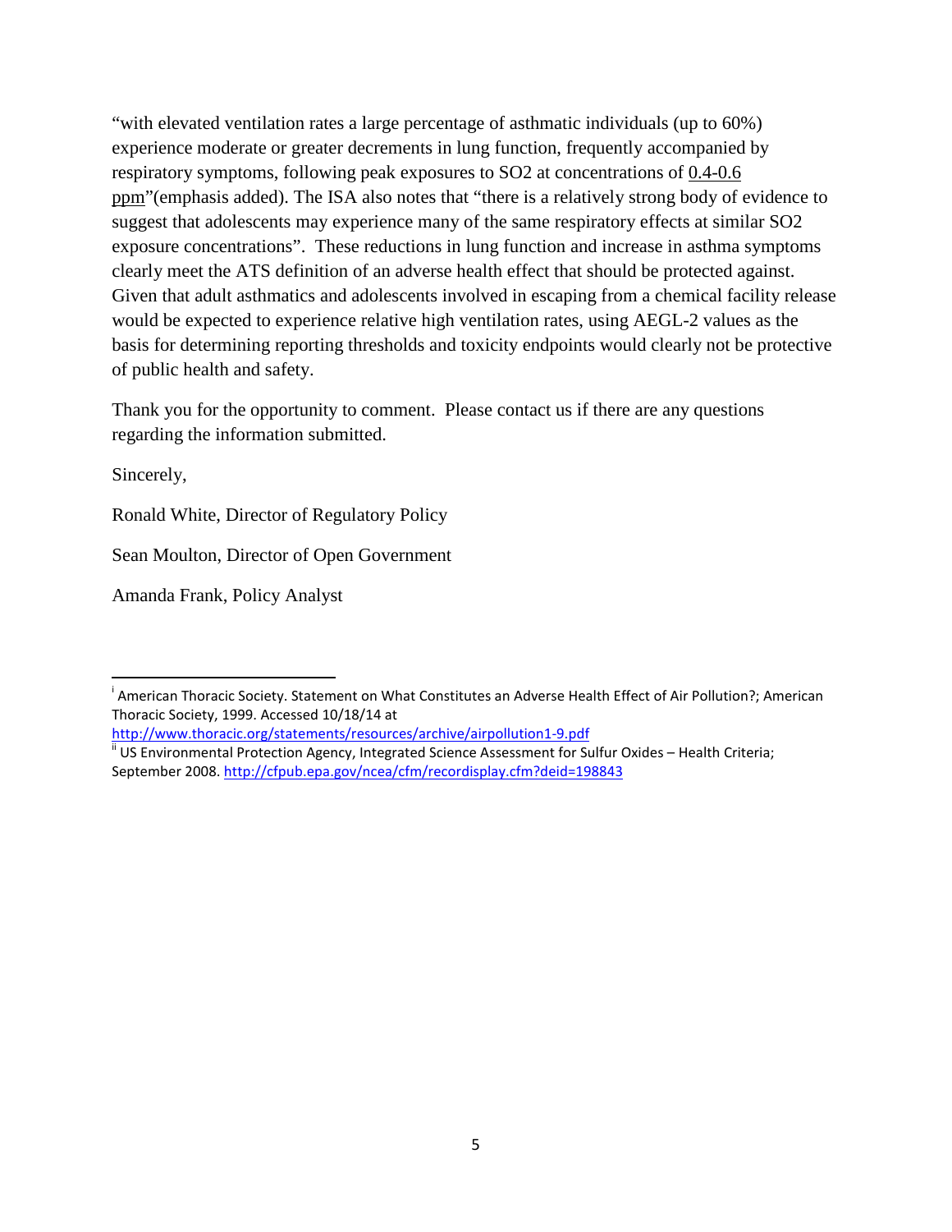"with elevated ventilation rates a large percentage of asthmatic individuals (up to 60%) experience moderate or greater decrements in lung function, frequently accompanied by respiratory symptoms, following peak exposures to $SO_2$ at concentrations of 0.4-0.6 ppm"(emphasis added). The ISA also notes that "there is a relatively strong body of evidence to suggest that adolescents may experience many of the same respiratory effects at similar $SO_2$ exposure concentrations". These reductions in lung function and increase in asthma symptoms clearly meet the ATS definition of an adverse health effect that should be protected against. Given that adult asthmatics and adolescents involved in escaping from a chemical facility release would be expected to experience relative high ventilation rates, using AEGL-2 values as the basis for determining reporting thresholds and toxicity endpoints would clearly not be protective of public health and safety.

Thank you for the opportunity to comment. Please contact us if there are any questions regarding the information submitted.

Sincerely,

Ronald White, Director of Regulatory Policy

Sean Moulton, Director of Open Government

Amanda Frank, Policy Analyst

---

[i] American Thoracic Society. Statement on What Constitutes an Adverse Health Effect of Air Pollution?; American Thoracic Society, 1999. Accessed 10/18/14 at http://www.thoracic.org/statements/resources/archive/airpollution1-9.pdf

[ii] US Environmental Protection Agency, Integrated Science Assessment for Sulfur Oxides – Health Criteria; September 2008. http://cfpub.epa.gov/ncea/cfm/recordisplay.cfm?deid=198843